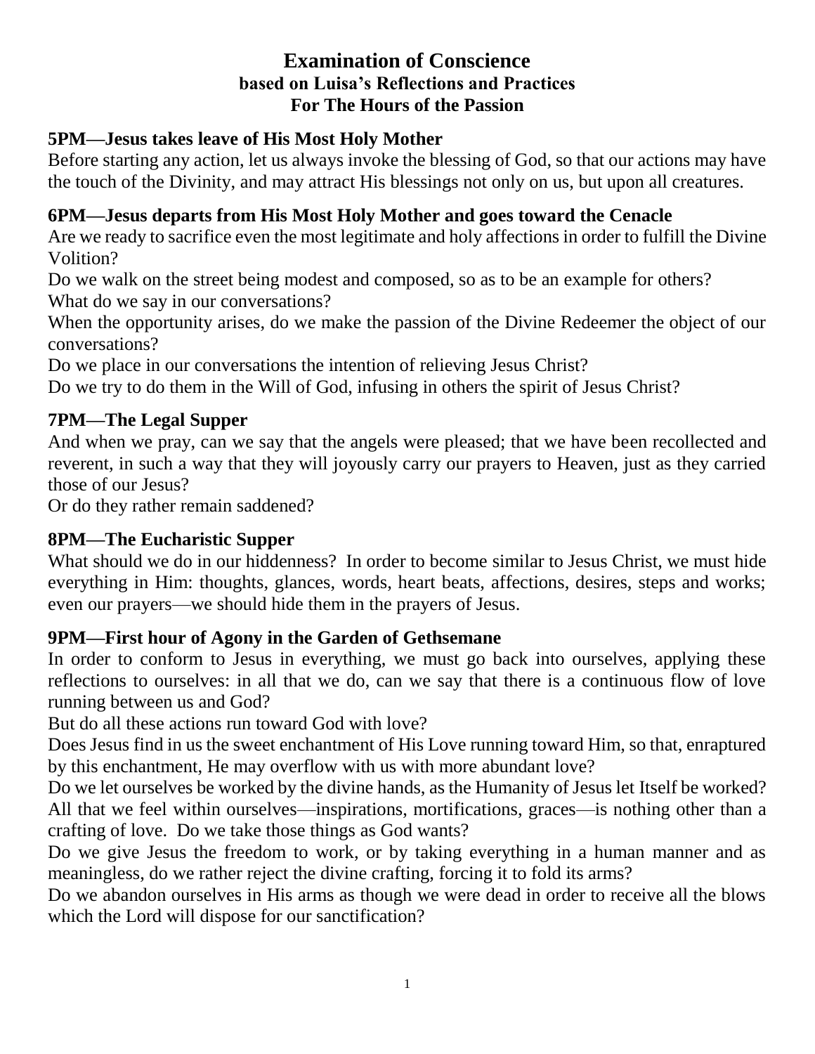# Examination of Conscience
## based on Luisa's Reflections and Practices
## For The Hours of the Passion

### 5PM—Jesus takes leave of His Most Holy Mother

Before starting any action, let us always invoke the blessing of God, so that our actions may have the touch of the Divinity, and may attract His blessings not only on us, but upon all creatures.

### 6PM—Jesus departs from His Most Holy Mother and goes toward the Cenacle

Are we ready to sacrifice even the most legitimate and holy affections in order to fulfill the Divine Volition?

Do we walk on the street being modest and composed, so as to be an example for others?

What do we say in our conversations?

When the opportunity arises, do we make the passion of the Divine Redeemer the object of our conversations?

Do we place in our conversations the intention of relieving Jesus Christ?

Do we try to do them in the Will of God, infusing in others the spirit of Jesus Christ?

### 7PM—The Legal Supper

And when we pray, can we say that the angels were pleased; that we have been recollected and reverent, in such a way that they will joyously carry our prayers to Heaven, just as they carried those of our Jesus?

Or do they rather remain saddened?

### 8PM—The Eucharistic Supper

What should we do in our hiddenness? In order to become similar to Jesus Christ, we must hide everything in Him: thoughts, glances, words, heart beats, affections, desires, steps and works; even our prayers—we should hide them in the prayers of Jesus.

### 9PM—First hour of Agony in the Garden of Gethsemane

In order to conform to Jesus in everything, we must go back into ourselves, applying these reflections to ourselves: in all that we do, can we say that there is a continuous flow of love running between us and God?

But do all these actions run toward God with love?

Does Jesus find in us the sweet enchantment of His Love running toward Him, so that, enraptured by this enchantment, He may overflow with us with more abundant love?

Do we let ourselves be worked by the divine hands, as the Humanity of Jesus let Itself be worked?

All that we feel within ourselves—inspirations, mortifications, graces—is nothing other than a crafting of love. Do we take those things as God wants?

Do we give Jesus the freedom to work, or by taking everything in a human manner and as meaningless, do we rather reject the divine crafting, forcing it to fold its arms?

Do we abandon ourselves in His arms as though we were dead in order to receive all the blows which the Lord will dispose for our sanctification?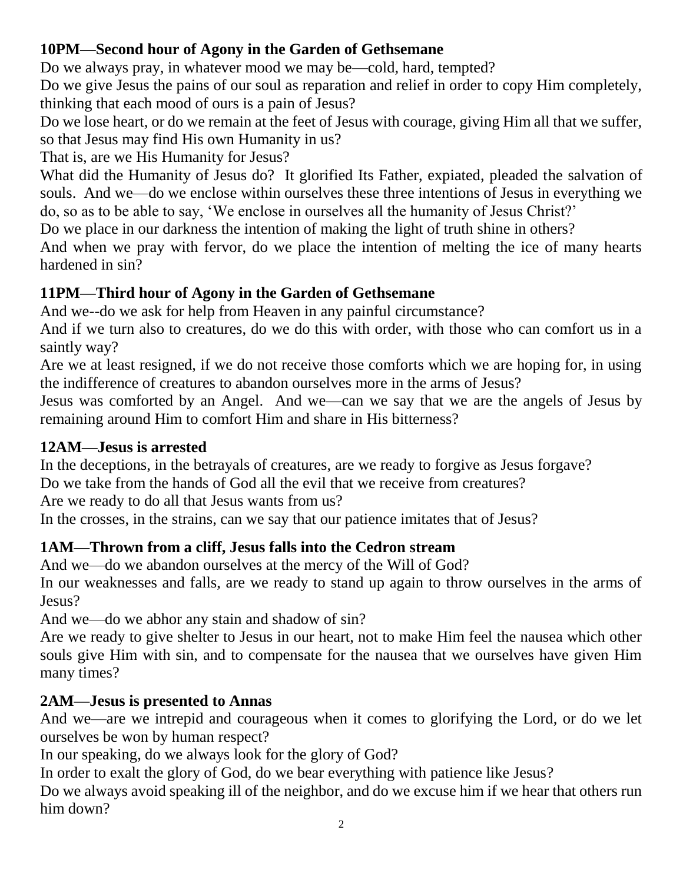**10PM—Second hour of Agony in the Garden of Gethsemane**

Do we always pray, in whatever mood we may be—cold, hard, tempted?

Do we give Jesus the pains of our soul as reparation and relief in order to copy Him completely, thinking that each mood of ours is a pain of Jesus?

Do we lose heart, or do we remain at the feet of Jesus with courage, giving Him all that we suffer, so that Jesus may find His own Humanity in us?

That is, are we His Humanity for Jesus?

What did the Humanity of Jesus do? It glorified Its Father, expiated, pleaded the salvation of souls. And we—do we enclose within ourselves these three intentions of Jesus in everything we do, so as to be able to say, 'We enclose in ourselves all the humanity of Jesus Christ?'

Do we place in our darkness the intention of making the light of truth shine in others?

And when we pray with fervor, do we place the intention of melting the ice of many hearts hardened in sin?

**11PM—Third hour of Agony in the Garden of Gethsemane**

And we--do we ask for help from Heaven in any painful circumstance?

And if we turn also to creatures, do we do this with order, with those who can comfort us in a saintly way?

Are we at least resigned, if we do not receive those comforts which we are hoping for, in using the indifference of creatures to abandon ourselves more in the arms of Jesus?

Jesus was comforted by an Angel. And we—can we say that we are the angels of Jesus by remaining around Him to comfort Him and share in His bitterness?

**12AM—Jesus is arrested**

In the deceptions, in the betrayals of creatures, are we ready to forgive as Jesus forgave?

Do we take from the hands of God all the evil that we receive from creatures?

Are we ready to do all that Jesus wants from us?

In the crosses, in the strains, can we say that our patience imitates that of Jesus?

**1AM—Thrown from a cliff, Jesus falls into the Cedron stream**

And we—do we abandon ourselves at the mercy of the Will of God?

In our weaknesses and falls, are we ready to stand up again to throw ourselves in the arms of Jesus?

And we—do we abhor any stain and shadow of sin?

Are we ready to give shelter to Jesus in our heart, not to make Him feel the nausea which other souls give Him with sin, and to compensate for the nausea that we ourselves have given Him many times?

**2AM—Jesus is presented to Annas**

And we—are we intrepid and courageous when it comes to glorifying the Lord, or do we let ourselves be won by human respect?

In our speaking, do we always look for the glory of God?

In order to exalt the glory of God, do we bear everything with patience like Jesus?

Do we always avoid speaking ill of the neighbor, and do we excuse him if we hear that others run him down?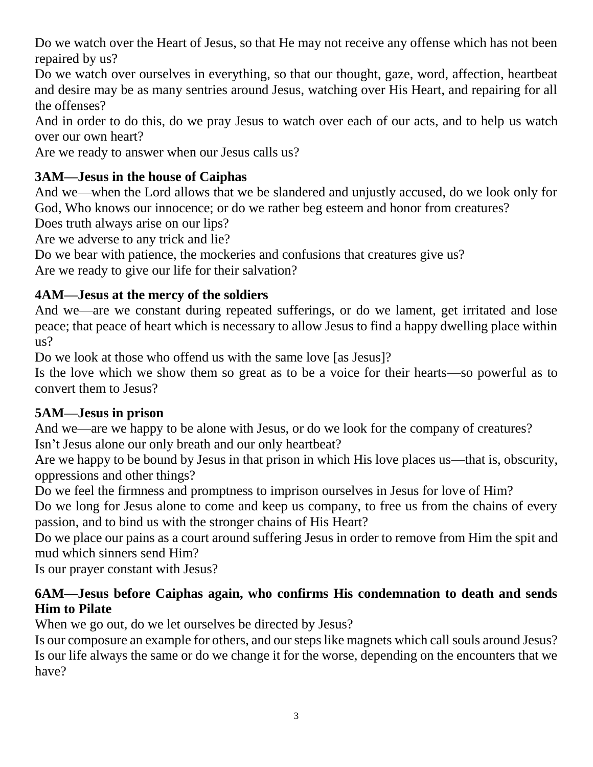Do we watch over the Heart of Jesus, so that He may not receive any offense which has not been repaired by us?

Do we watch over ourselves in everything, so that our thought, gaze, word, affection, heartbeat and desire may be as many sentries around Jesus, watching over His Heart, and repairing for all the offenses?

And in order to do this, do we pray Jesus to watch over each of our acts, and to help us watch over our own heart?

Are we ready to answer when our Jesus calls us?

### 3AM—Jesus in the house of Caiphas

And we—when the Lord allows that we be slandered and unjustly accused, do we look only for God, Who knows our innocence; or do we rather beg esteem and honor from creatures?

Does truth always arise on our lips?

Are we adverse to any trick and lie?

Do we bear with patience, the mockeries and confusions that creatures give us?

Are we ready to give our life for their salvation?

### 4AM—Jesus at the mercy of the soldiers

And we—are we constant during repeated sufferings, or do we lament, get irritated and lose peace; that peace of heart which is necessary to allow Jesus to find a happy dwelling place within us?

Do we look at those who offend us with the same love [as Jesus]?

Is the love which we show them so great as to be a voice for their hearts—so powerful as to convert them to Jesus?

### 5AM—Jesus in prison

And we—are we happy to be alone with Jesus, or do we look for the company of creatures?

Isn't Jesus alone our only breath and our only heartbeat?

Are we happy to be bound by Jesus in that prison in which His love places us—that is, obscurity, oppressions and other things?

Do we feel the firmness and promptness to imprison ourselves in Jesus for love of Him?

Do we long for Jesus alone to come and keep us company, to free us from the chains of every passion, and to bind us with the stronger chains of His Heart?

Do we place our pains as a court around suffering Jesus in order to remove from Him the spit and mud which sinners send Him?

Is our prayer constant with Jesus?

### 6AM—Jesus before Caiphas again, who confirms His condemnation to death and sends Him to Pilate

When we go out, do we let ourselves be directed by Jesus?

Is our composure an example for others, and our steps like magnets which call souls around Jesus?

Is our life always the same or do we change it for the worse, depending on the encounters that we have?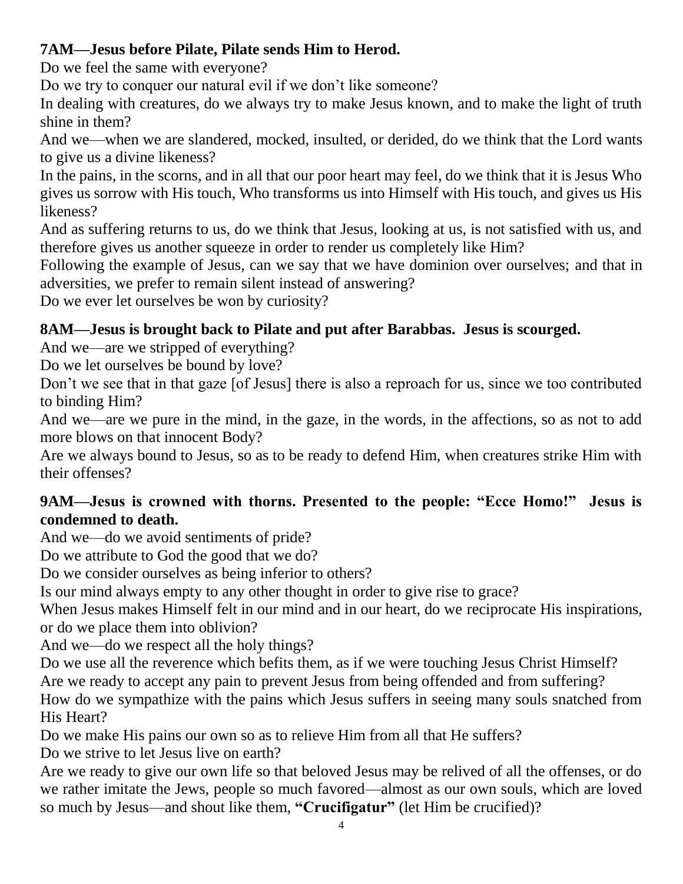### 7AM—Jesus before Pilate, Pilate sends Him to Herod.

Do we feel the same with everyone?

Do we try to conquer our natural evil if we don't like someone?

In dealing with creatures, do we always try to make Jesus known, and to make the light of truth shine in them?

And we—when we are slandered, mocked, insulted, or derided, do we think that the Lord wants to give us a divine likeness?

In the pains, in the scorns, and in all that our poor heart may feel, do we think that it is Jesus Who gives us sorrow with His touch, Who transforms us into Himself with His touch, and gives us His likeness?

And as suffering returns to us, do we think that Jesus, looking at us, is not satisfied with us, and therefore gives us another squeeze in order to render us completely like Him?

Following the example of Jesus, can we say that we have dominion over ourselves; and that in adversities, we prefer to remain silent instead of answering?

Do we ever let ourselves be won by curiosity?

### 8AM—Jesus is brought back to Pilate and put after Barabbas. Jesus is scourged.

And we—are we stripped of everything?

Do we let ourselves be bound by love?

Don't we see that in that gaze [of Jesus] there is also a reproach for us, since we too contributed to binding Him?

And we—are we pure in the mind, in the gaze, in the words, in the affections, so as not to add more blows on that innocent Body?

Are we always bound to Jesus, so as to be ready to defend Him, when creatures strike Him with their offenses?

### 9AM—Jesus is crowned with thorns. Presented to the people: "Ecce Homo!" Jesus is condemned to death.

And we—do we avoid sentiments of pride?

Do we attribute to God the good that we do?

Do we consider ourselves as being inferior to others?

Is our mind always empty to any other thought in order to give rise to grace?

When Jesus makes Himself felt in our mind and in our heart, do we reciprocate His inspirations, or do we place them into oblivion?

And we—do we respect all the holy things?

Do we use all the reverence which befits them, as if we were touching Jesus Christ Himself?

Are we ready to accept any pain to prevent Jesus from being offended and from suffering?

How do we sympathize with the pains which Jesus suffers in seeing many souls snatched from His Heart?

Do we make His pains our own so as to relieve Him from all that He suffers?

Do we strive to let Jesus live on earth?

Are we ready to give our own life so that beloved Jesus may be relived of all the offenses, or do we rather imitate the Jews, people so much favored—almost as our own souls, which are loved so much by Jesus—and shout like them, **"Crucifigatur"** (let Him be crucified)?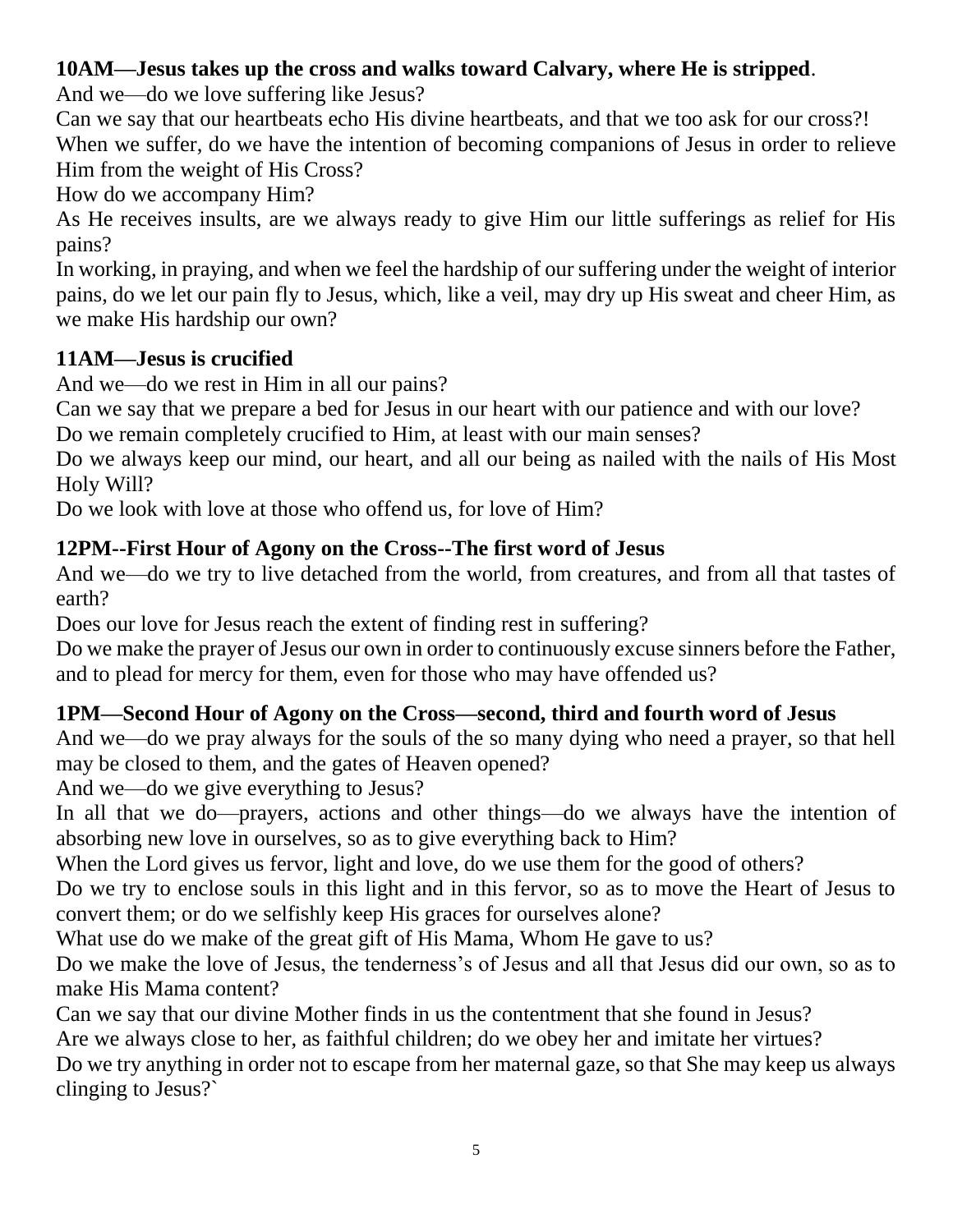**10AM—Jesus takes up the cross and walks toward Calvary, where He is stripped**.

And we—do we love suffering like Jesus?

Can we say that our heartbeats echo His divine heartbeats, and that we too ask for our cross?!

When we suffer, do we have the intention of becoming companions of Jesus in order to relieve Him from the weight of His Cross?

How do we accompany Him?

As He receives insults, are we always ready to give Him our little sufferings as relief for His pains?

In working, in praying, and when we feel the hardship of our suffering under the weight of interior pains, do we let our pain fly to Jesus, which, like a veil, may dry up His sweat and cheer Him, as we make His hardship our own?

**11AM—Jesus is crucified**

And we—do we rest in Him in all our pains?

Can we say that we prepare a bed for Jesus in our heart with our patience and with our love?

Do we remain completely crucified to Him, at least with our main senses?

Do we always keep our mind, our heart, and all our being as nailed with the nails of His Most Holy Will?

Do we look with love at those who offend us, for love of Him?

**12PM--First Hour of Agony on the Cross--The first word of Jesus**

And we—do we try to live detached from the world, from creatures, and from all that tastes of earth?

Does our love for Jesus reach the extent of finding rest in suffering?

Do we make the prayer of Jesus our own in order to continuously excuse sinners before the Father, and to plead for mercy for them, even for those who may have offended us?

**1PM—Second Hour of Agony on the Cross—second, third and fourth word of Jesus**

And we—do we pray always for the souls of the so many dying who need a prayer, so that hell may be closed to them, and the gates of Heaven opened?

And we—do we give everything to Jesus?

In all that we do—prayers, actions and other things—do we always have the intention of absorbing new love in ourselves, so as to give everything back to Him?

When the Lord gives us fervor, light and love, do we use them for the good of others?

Do we try to enclose souls in this light and in this fervor, so as to move the Heart of Jesus to convert them; or do we selfishly keep His graces for ourselves alone?

What use do we make of the great gift of His Mama, Whom He gave to us?

Do we make the love of Jesus, the tenderness's of Jesus and all that Jesus did our own, so as to make His Mama content?

Can we say that our divine Mother finds in us the contentment that she found in Jesus?

Are we always close to her, as faithful children; do we obey her and imitate her virtues?

Do we try anything in order not to escape from her maternal gaze, so that She may keep us always clinging to Jesus?`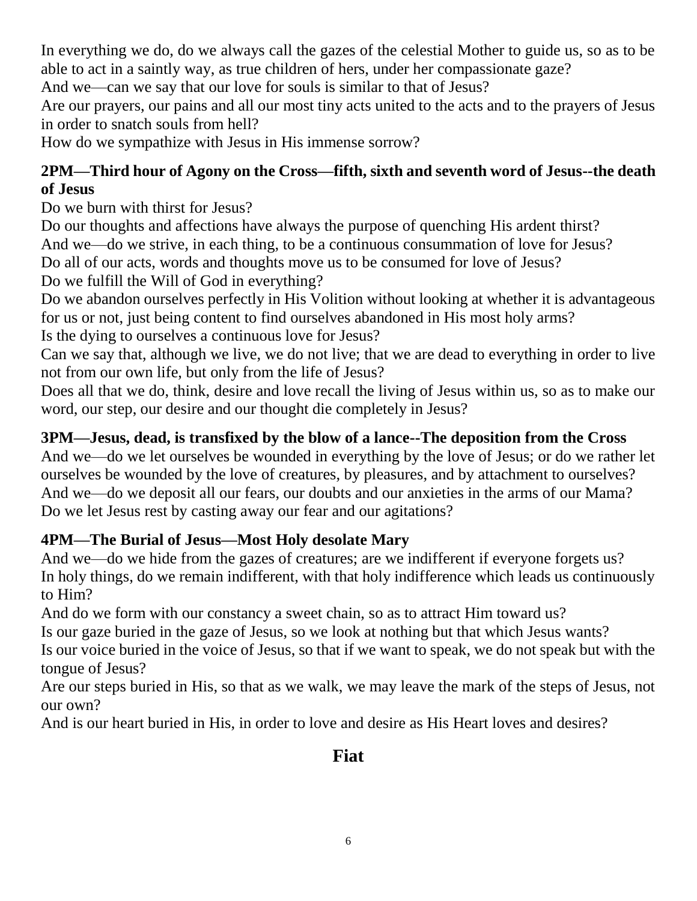In everything we do, do we always call the gazes of the celestial Mother to guide us, so as to be able to act in a saintly way, as true children of hers, under her compassionate gaze?

And we—can we say that our love for souls is similar to that of Jesus?

Are our prayers, our pains and all our most tiny acts united to the acts and to the prayers of Jesus in order to snatch souls from hell?

How do we sympathize with Jesus in His immense sorrow?

**2PM—Third hour of Agony on the Cross—fifth, sixth and seventh word of Jesus--the death of Jesus**

Do we burn with thirst for Jesus?

Do our thoughts and affections have always the purpose of quenching His ardent thirst?

And we—do we strive, in each thing, to be a continuous consummation of love for Jesus?

Do all of our acts, words and thoughts move us to be consumed for love of Jesus?

Do we fulfill the Will of God in everything?

Do we abandon ourselves perfectly in His Volition without looking at whether it is advantageous for us or not, just being content to find ourselves abandoned in His most holy arms?

Is the dying to ourselves a continuous love for Jesus?

Can we say that, although we live, we do not live; that we are dead to everything in order to live not from our own life, but only from the life of Jesus?

Does all that we do, think, desire and love recall the living of Jesus within us, so as to make our word, our step, our desire and our thought die completely in Jesus?

**3PM—Jesus, dead, is transfixed by the blow of a lance--The deposition from the Cross**

And we—do we let ourselves be wounded in everything by the love of Jesus; or do we rather let ourselves be wounded by the love of creatures, by pleasures, and by attachment to ourselves?

And we—do we deposit all our fears, our doubts and our anxieties in the arms of our Mama?

Do we let Jesus rest by casting away our fear and our agitations?

**4PM—The Burial of Jesus—Most Holy desolate Mary**

And we—do we hide from the gazes of creatures; are we indifferent if everyone forgets us?

In holy things, do we remain indifferent, with that holy indifference which leads us continuously to Him?

And do we form with our constancy a sweet chain, so as to attract Him toward us?

Is our gaze buried in the gaze of Jesus, so we look at nothing but that which Jesus wants?

Is our voice buried in the voice of Jesus, so that if we want to speak, we do not speak but with the tongue of Jesus?

Are our steps buried in His, so that as we walk, we may leave the mark of the steps of Jesus, not our own?

And is our heart buried in His, in order to love and desire as His Heart loves and desires?

**Fiat**